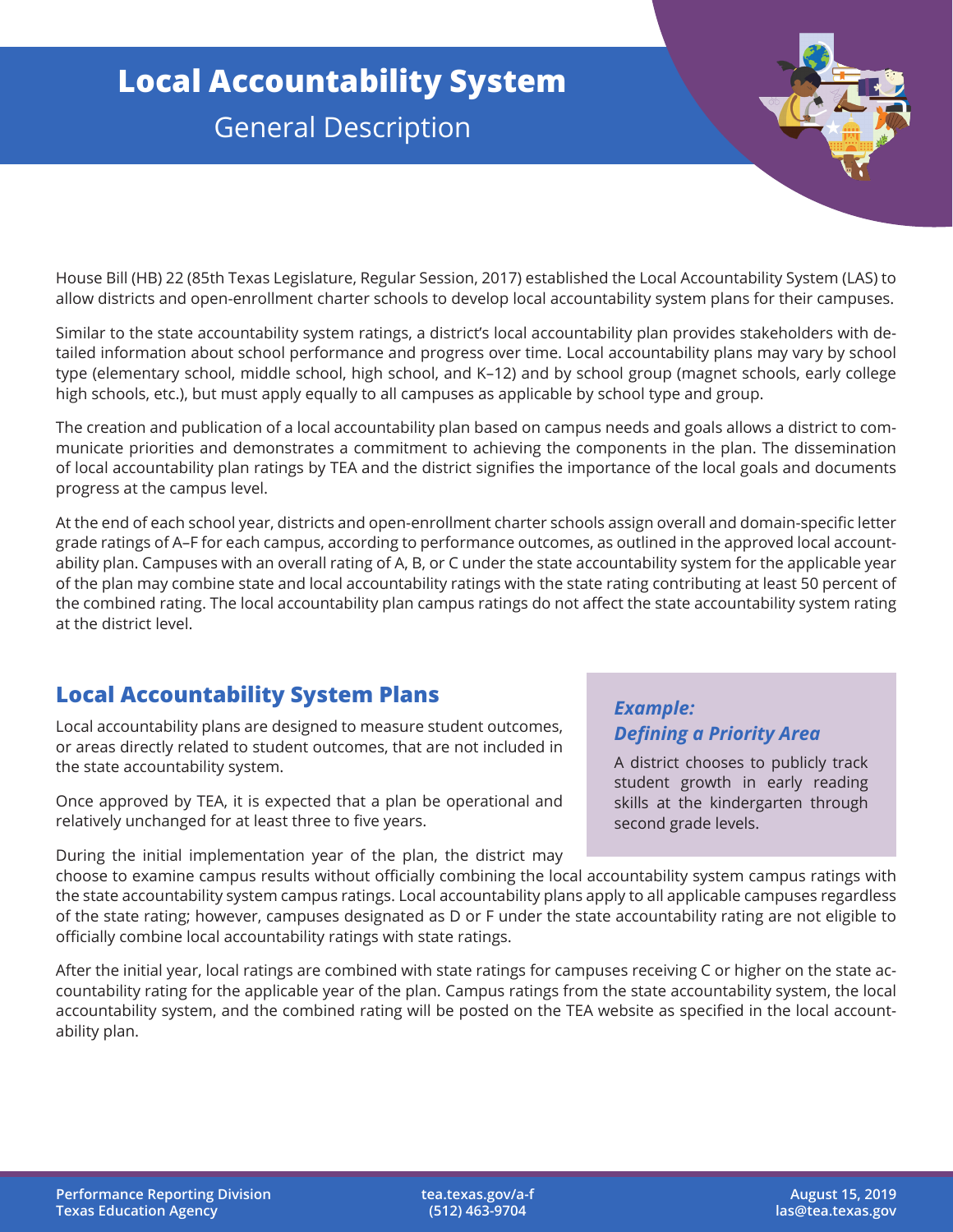# Local Accountability System

## General Description

House Bill (HB) 22 (85th Texas Legislature, Regular Session, 2017) established the Local Accountability System (LAS) to allow districts and open-enrollment charter schools to develop local accountability system plans for their campuses.

Similar to the state accountability system ratings, a district's local accountability plan provides stakeholders with detailed information about school performance and progress over time. Local accountability plans may vary by school type (elementary school, middle school, high school, and K–12) and by school group (magnet schools, early college high schools, etc.), but must apply equally to all campuses as applicable by school type and group.

The creation and publication of a local accountability plan based on campus needs and goals allows a district to communicate priorities and demonstrates a commitment to achieving the components in the plan. The dissemination of local accountability plan ratings by TEA and the district signifies the importance of the local goals and documents progress at the campus level.

At the end of each school year, districts and open-enrollment charter schools assign overall and domain-specific letter grade ratings of A–F for each campus, according to performance outcomes, as outlined in the approved local accountability plan. Campuses with an overall rating of A, B, or C under the state accountability system for the applicable year of the plan may combine state and local accountability ratings with the state rating contributing at least 50 percent of the combined rating. The local accountability plan campus ratings do not affect the state accountability system rating at the district level.

## Local Accountability System Plans

Local accountability plans are designed to measure student outcomes, or areas directly related to student outcomes, that are not included in the state accountability system.

Once approved by TEA, it is expected that a plan be operational and relatively unchanged for at least three to five years.

During the initial implementation year of the plan, the district may choose to examine campus results without officially combining the local accountability system campus ratings with the state accountability system campus ratings. Local accountability plans apply to all applicable campuses regardless of the state rating; however, campuses designated as D or F under the state accountability rating are not eligible to officially combine local accountability ratings with state ratings.

After the initial year, local ratings are combined with state ratings for campuses receiving C or higher on the state accountability rating for the applicable year of the plan. Campus ratings from the state accountability system, the local accountability system, and the combined rating will be posted on the TEA website as specified in the local accountability plan.

***Example: Defining a Priority Area***

A district chooses to publicly track student growth in early reading skills at the kindergarten through second grade levels.

**Performance Reporting Division**
**Texas Education Agency**

**tea.texas.gov/a-f**
**(512) 463-9704**

**August 15, 2019**
**las@tea.texas.gov**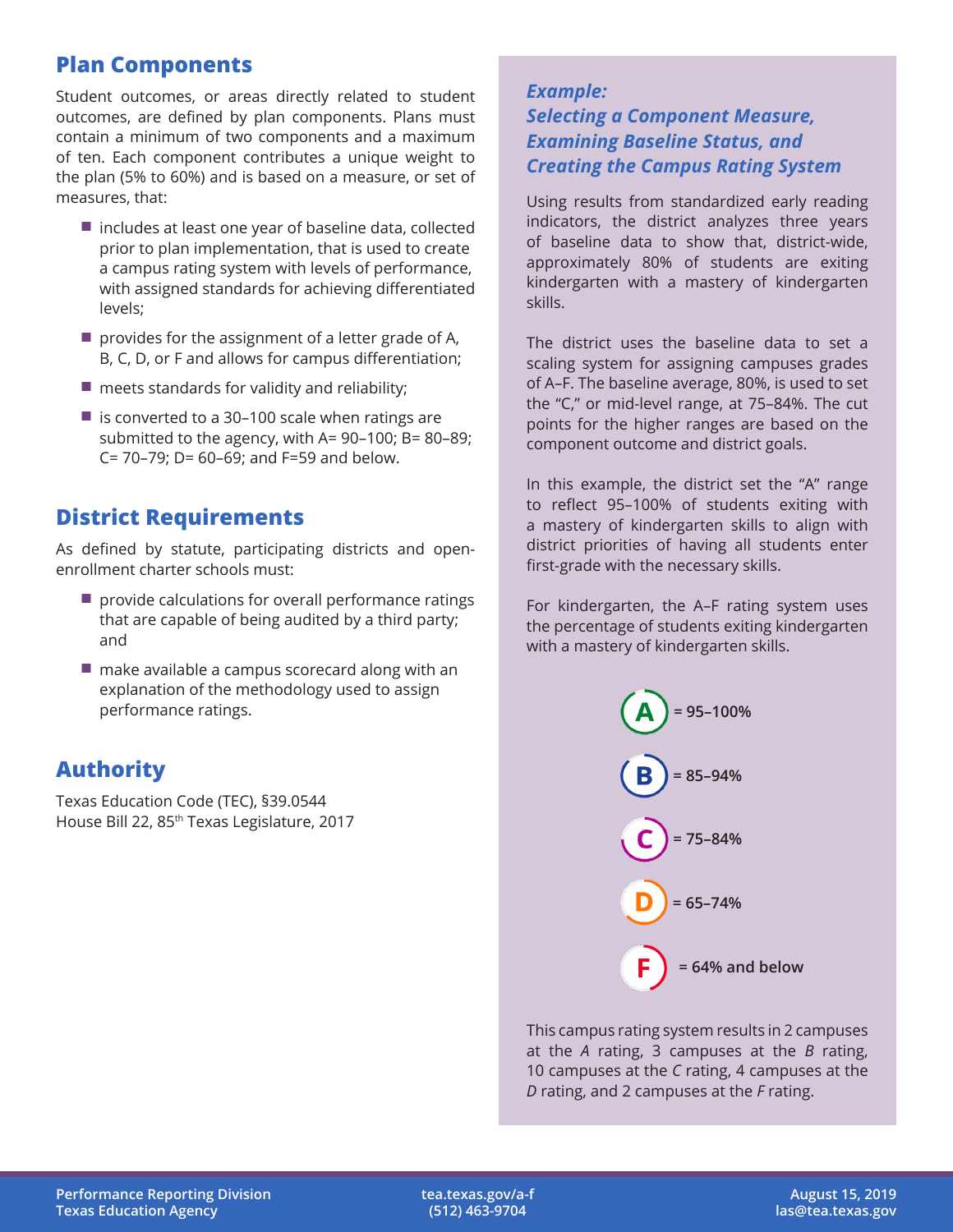## Plan Components

Student outcomes, or areas directly related to student outcomes, are defined by plan components. Plans must contain a minimum of two components and a maximum of ten. Each component contributes a unique weight to the plan (5% to 60%) and is based on a measure, or set of measures, that:

- includes at least one year of baseline data, collected prior to plan implementation, that is used to create a campus rating system with levels of performance, with assigned standards for achieving differentiated levels;
- provides for the assignment of a letter grade of A, B, C, D, or F and allows for campus differentiation;
- meets standards for validity and reliability;
- is converted to a 30–100 scale when ratings are submitted to the agency, with A= 90–100; B= 80–89; C= 70–79; D= 60–69; and F=59 and below.

## District Requirements

As defined by statute, participating districts and open-enrollment charter schools must:

- provide calculations for overall performance ratings that are capable of being audited by a third party; and
- make available a campus scorecard along with an explanation of the methodology used to assign performance ratings.

## Authority

Texas Education Code (TEC), §39.0544
House Bill 22, 85th Texas Legislature, 2017

### *Example: Selecting a Component Measure, Examining Baseline Status, and Creating the Campus Rating System*

Using results from standardized early reading indicators, the district analyzes three years of baseline data to show that, district-wide, approximately 80% of students are exiting kindergarten with a mastery of kindergarten skills.

The district uses the baseline data to set a scaling system for assigning campuses grades of A–F. The baseline average, 80%, is used to set the "C," or mid-level range, at 75–84%. The cut points for the higher ranges are based on the component outcome and district goals.

In this example, the district set the "A" range to reflect 95–100% of students exiting with a mastery of kindergarten skills to align with district priorities of having all students enter first-grade with the necessary skills.

For kindergarten, the A–F rating system uses the percentage of students exiting kindergarten with a mastery of kindergarten skills.

**A = 95–100%**

**B = 85–94%**

**C = 75–84%**

**D = 65–74%**

**F = 64% and below**

This campus rating system results in 2 campuses at the *A* rating, 3 campuses at the *B* rating, 10 campuses at the *C* rating, 4 campuses at the *D* rating, and 2 campuses at the *F* rating.

**Performance Reporting Division**
**Texas Education Agency**

**tea.texas.gov/a-f**
**(512) 463-9704**

**August 15, 2019**
**las@tea.texas.gov**